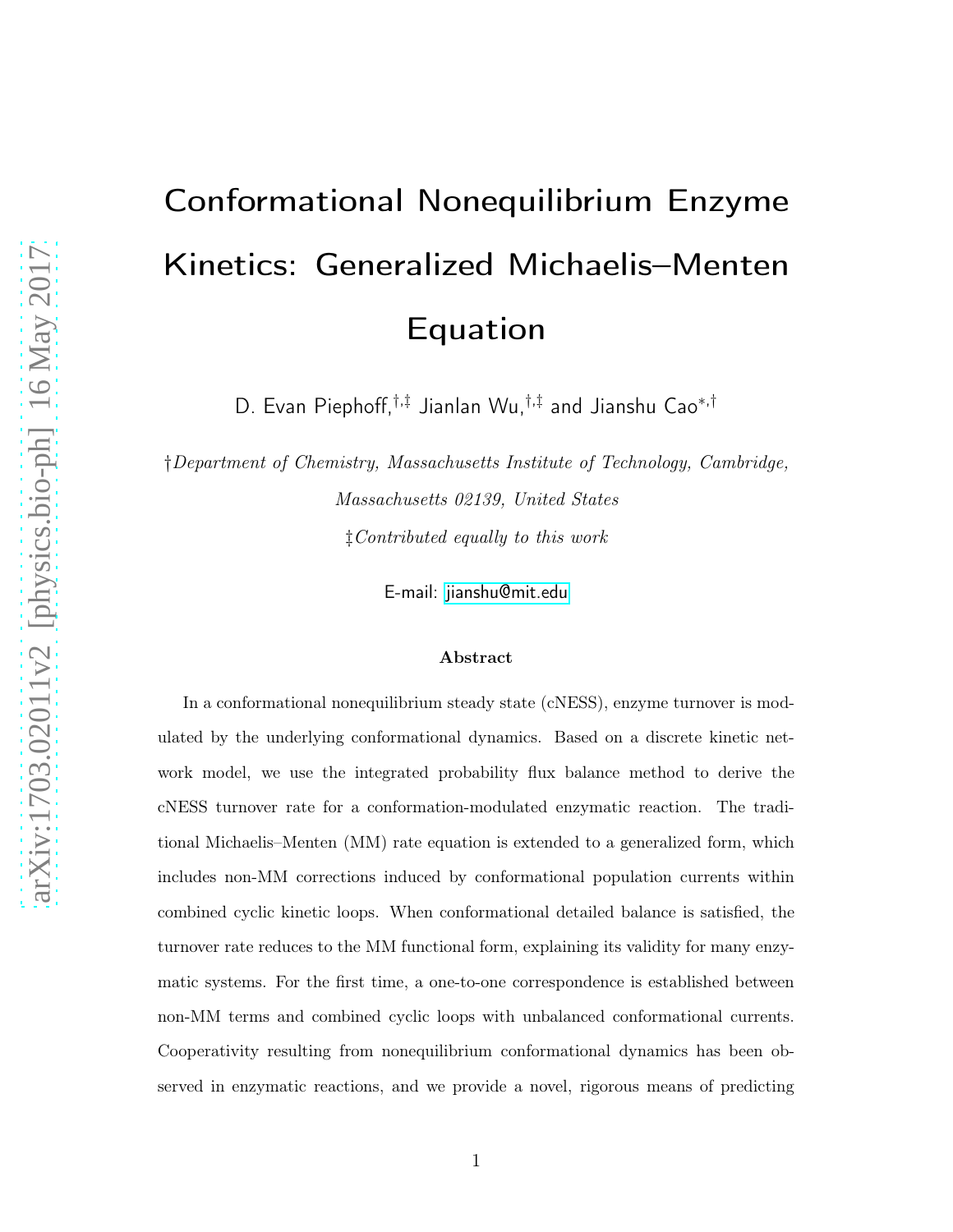# Conformational Nonequilibrium Enzyme Kinetics: Generalized Michaelis–Menten Equation

D. Evan Piephoff,[†,‡] Jianlan Wu,[†,‡] and Jianshu Cao[*,†]

†*Department of Chemistry, Massachusetts Institute of Technology, Cambridge, Massachusetts 02139, United States*

‡*Contributed equally to this work*

E-mail: jianshu@mit.edu

### Abstract

In a conformational nonequilibrium steady state (cNESS), enzyme turnover is modulated by the underlying conformational dynamics. Based on a discrete kinetic network model, we use the integrated probability flux balance method to derive the cNESS turnover rate for a conformation-modulated enzymatic reaction. The traditional Michaelis–Menten (MM) rate equation is extended to a generalized form, which includes non-MM corrections induced by conformational population currents within combined cyclic kinetic loops. When conformational detailed balance is satisfied, the turnover rate reduces to the MM functional form, explaining its validity for many enzymatic systems. For the first time, a one-to-one correspondence is established between non-MM terms and combined cyclic loops with unbalanced conformational currents. Cooperativity resulting from nonequilibrium conformational dynamics has been observed in enzymatic reactions, and we provide a novel, rigorous means of predicting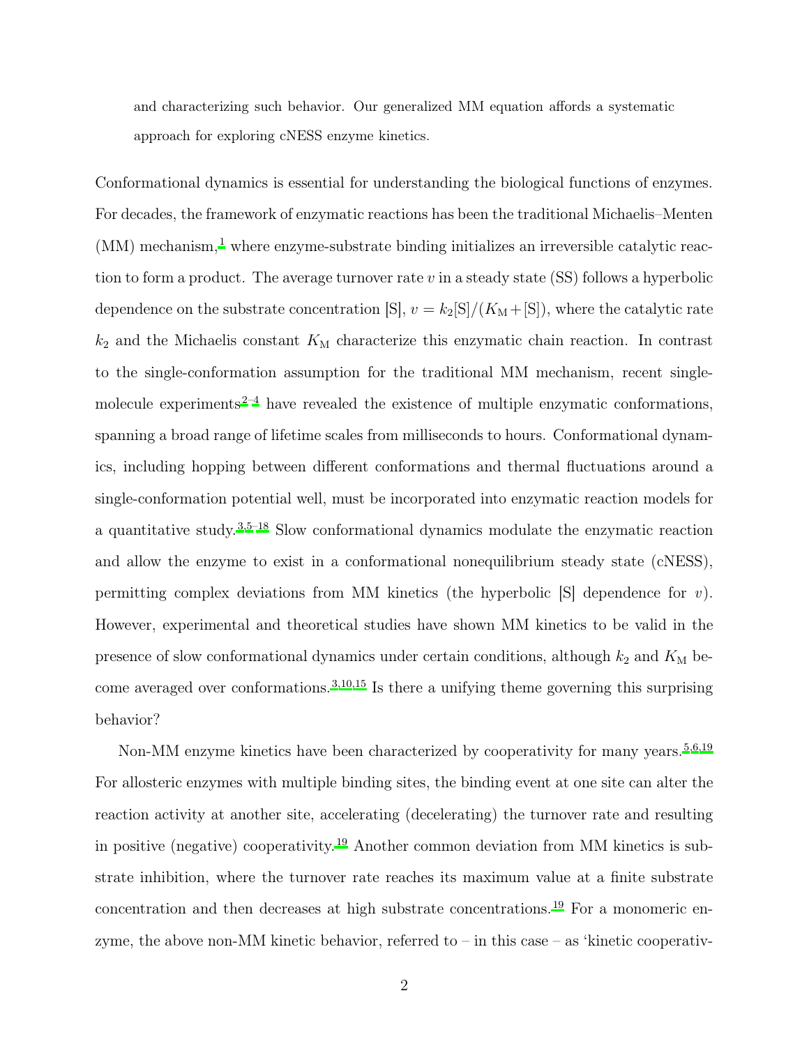and characterizing such behavior. Our generalized MM equation affords a systematic approach for exploring cNESS enzyme kinetics.

Conformational dynamics is essential for understanding the biological functions of enzymes. For decades, the framework of enzymatic reactions has been the traditional Michaelis–Menten (MM) mechanism,[1] where enzyme-substrate binding initializes an irreversible catalytic reaction to form a product. The average turnover rate $v$ in a steady state (SS) follows a hyperbolic dependence on the substrate concentration [S], $v = k_2[\mathrm{S}]/(K_\mathrm{M}+[\mathrm{S}])$, where the catalytic rate $k_2$ and the Michaelis constant $K_\mathrm{M}$ characterize this enzymatic chain reaction. In contrast to the single-conformation assumption for the traditional MM mechanism, recent single-molecule experiments[2–4] have revealed the existence of multiple enzymatic conformations, spanning a broad range of lifetime scales from milliseconds to hours. Conformational dynamics, including hopping between different conformations and thermal fluctuations around a single-conformation potential well, must be incorporated into enzymatic reaction models for a quantitative study.[3,5–18] Slow conformational dynamics modulate the enzymatic reaction and allow the enzyme to exist in a conformational nonequilibrium steady state (cNESS), permitting complex deviations from MM kinetics (the hyperbolic [S] dependence for $v$). However, experimental and theoretical studies have shown MM kinetics to be valid in the presence of slow conformational dynamics under certain conditions, although $k_2$ and $K_\mathrm{M}$ become averaged over conformations.[3,10,15] Is there a unifying theme governing this surprising behavior?

Non-MM enzyme kinetics have been characterized by cooperativity for many years.[5,6,19] For allosteric enzymes with multiple binding sites, the binding event at one site can alter the reaction activity at another site, accelerating (decelerating) the turnover rate and resulting in positive (negative) cooperativity.[19] Another common deviation from MM kinetics is substrate inhibition, where the turnover rate reaches its maximum value at a finite substrate concentration and then decreases at high substrate concentrations.[19] For a monomeric enzyme, the above non-MM kinetic behavior, referred to – in this case – as 'kinetic cooperativ-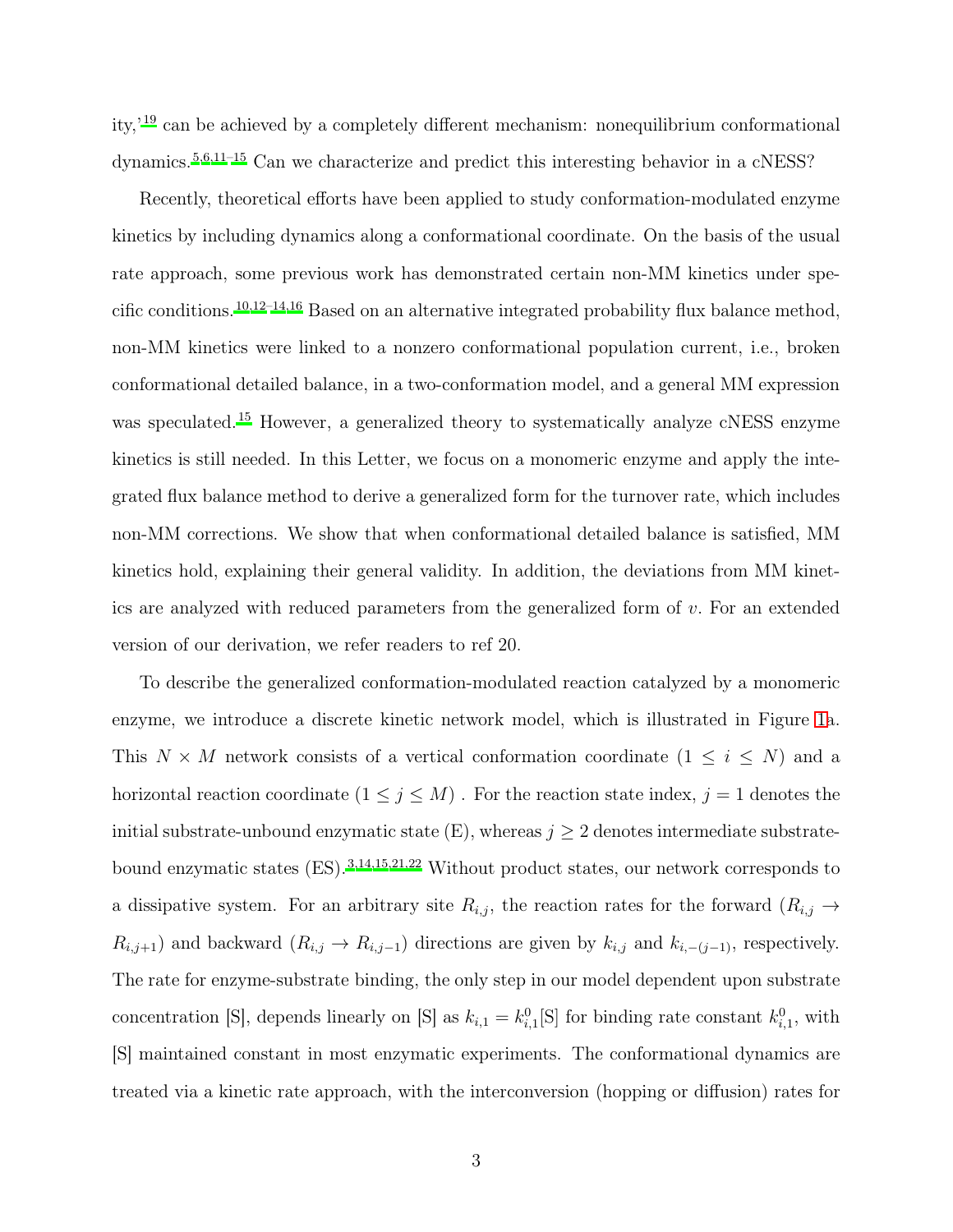ity,'[19] can be achieved by a completely different mechanism: nonequilibrium conformational dynamics.[5,6,11–15] Can we characterize and predict this interesting behavior in a cNESS?

Recently, theoretical efforts have been applied to study conformation-modulated enzyme kinetics by including dynamics along a conformational coordinate. On the basis of the usual rate approach, some previous work has demonstrated certain non-MM kinetics under specific conditions.[10,12–14,16] Based on an alternative integrated probability flux balance method, non-MM kinetics were linked to a nonzero conformational population current, i.e., broken conformational detailed balance, in a two-conformation model, and a general MM expression was speculated.[15] However, a generalized theory to systematically analyze cNESS enzyme kinetics is still needed. In this Letter, we focus on a monomeric enzyme and apply the integrated flux balance method to derive a generalized form for the turnover rate, which includes non-MM corrections. We show that when conformational detailed balance is satisfied, MM kinetics hold, explaining their general validity. In addition, the deviations from MM kinetics are analyzed with reduced parameters from the generalized form of $v$. For an extended version of our derivation, we refer readers to ref 20.

To describe the generalized conformation-modulated reaction catalyzed by a monomeric enzyme, we introduce a discrete kinetic network model, which is illustrated in Figure 1a. This $N \times M$ network consists of a vertical conformation coordinate ($1 \leq i \leq N$) and a horizontal reaction coordinate ($1 \leq j \leq M$) . For the reaction state index, $j = 1$ denotes the initial substrate-unbound enzymatic state (E), whereas $j \geq 2$ denotes intermediate substrate-bound enzymatic states (ES).[3,14,15,21,22] Without product states, our network corresponds to a dissipative system. For an arbitrary site $R_{i,j}$, the reaction rates for the forward ($R_{i,j} \to R_{i,j+1}$) and backward ($R_{i,j} \to R_{i,j-1}$) directions are given by $k_{i,j}$ and $k_{i,-(j-1)}$, respectively. The rate for enzyme-substrate binding, the only step in our model dependent upon substrate concentration [S], depends linearly on [S] as $k_{i,1} = k^0_{i,1}[\mathrm{S}]$ for binding rate constant $k^0_{i,1}$, with [S] maintained constant in most enzymatic experiments. The conformational dynamics are treated via a kinetic rate approach, with the interconversion (hopping or diffusion) rates for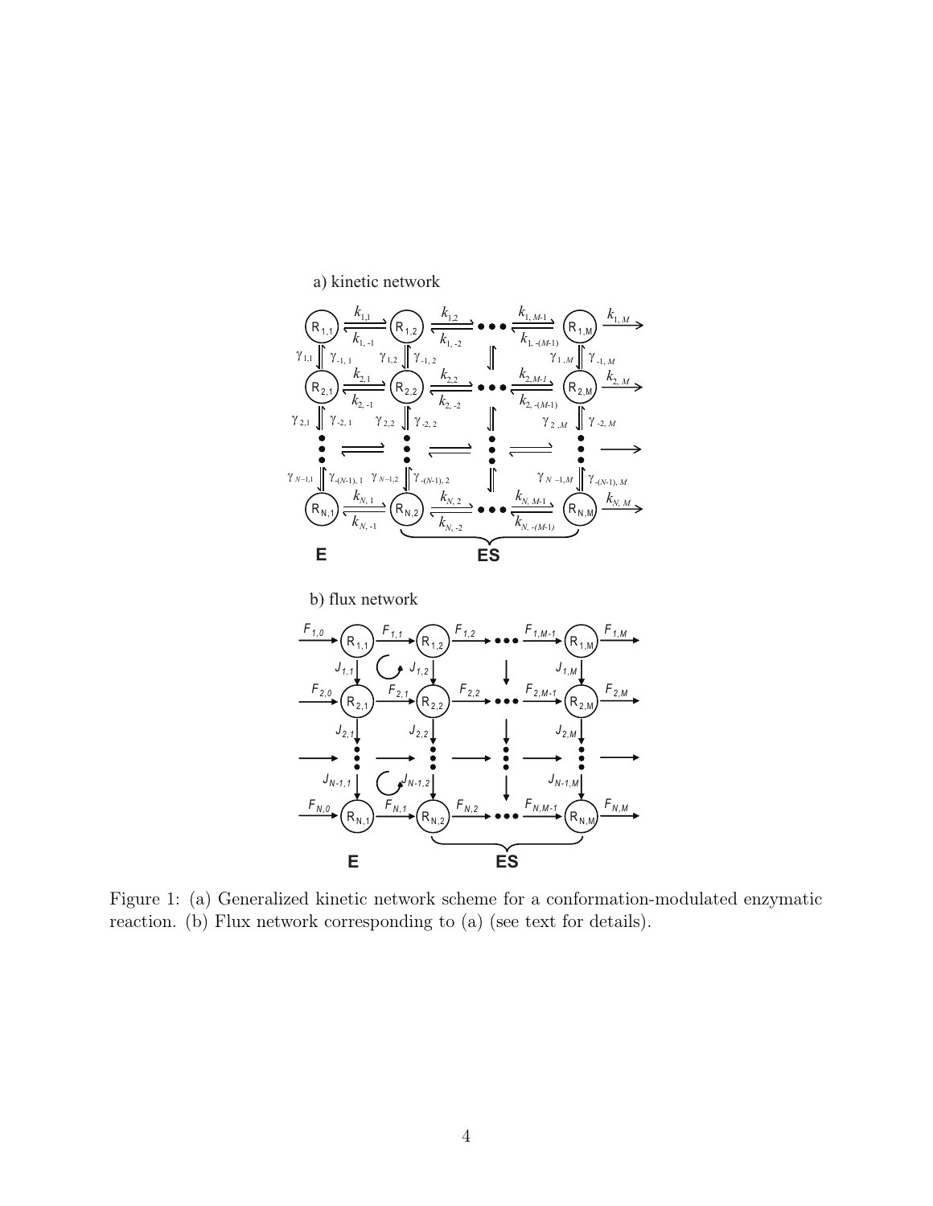Figure 1: (a) Generalized kinetic network scheme for a conformation-modulated enzymatic reaction. (b) Flux network corresponding to (a) (see text for details).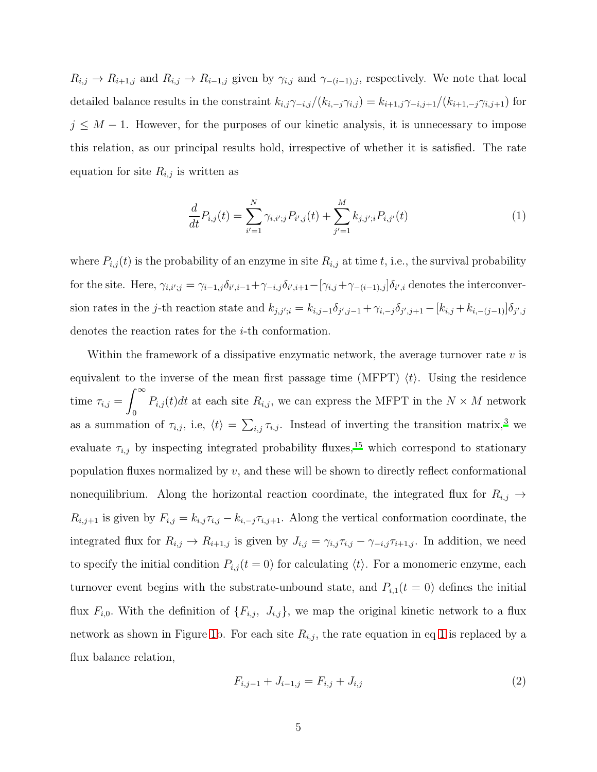$R_{i,j} \to R_{i+1,j}$ and $R_{i,j} \to R_{i-1,j}$ given by $\gamma_{i,j}$ and $\gamma_{-(i-1),j}$, respectively. We note that local detailed balance results in the constraint $k_{i,j}\gamma_{-i,j}/(k_{i,-j}\gamma_{i,j}) = k_{i+1,j}\gamma_{-i,j+1}/(k_{i+1,-j}\gamma_{i,j+1})$ for $j \leq M-1$. However, for the purposes of our kinetic analysis, it is unnecessary to impose this relation, as our principal results hold, irrespective of whether it is satisfied. The rate equation for site $R_{i,j}$ is written as

$$\frac{d}{dt}P_{i,j}(t) = \sum_{i'=1}^{N} \gamma_{i,i';j} P_{i',j}(t) + \sum_{j'=1}^{M} k_{j,j';i} P_{i,j'}(t) \tag{1}$$

where $P_{i,j}(t)$ is the probability of an enzyme in site $R_{i,j}$ at time $t$, i.e., the survival probability for the site. Here, $\gamma_{i,i';j} = \gamma_{i-1,j}\delta_{i',i-1} + \gamma_{-i,j}\delta_{i',i+1} - [\gamma_{i,j} + \gamma_{-(i-1),j}]\delta_{i',i}$ denotes the interconversion rates in the $j$-th reaction state and $k_{j,j';i} = k_{i,j-1}\delta_{j',j-1} + \gamma_{i,-j}\delta_{j',j+1} - [k_{i,j} + k_{i,-(j-1)}]\delta_{j',j}$ denotes the reaction rates for the $i$-th conformation.

Within the framework of a dissipative enzymatic network, the average turnover rate $v$ is equivalent to the inverse of the mean first passage time (MFPT) $\langle t \rangle$. Using the residence time $\tau_{i,j} = \displaystyle\int_0^\infty P_{i,j}(t)dt$ at each site $R_{i,j}$, we can express the MFPT in the $N \times M$ network as a summation of $\tau_{i,j}$, i.e, $\langle t \rangle = \sum_{i,j} \tau_{i,j}$. Instead of inverting the transition matrix,[3] we evaluate $\tau_{i,j}$ by inspecting integrated probability fluxes,[15] which correspond to stationary population fluxes normalized by $v$, and these will be shown to directly reflect conformational nonequilibrium. Along the horizontal reaction coordinate, the integrated flux for $R_{i,j} \to R_{i,j+1}$ is given by $F_{i,j} = k_{i,j}\tau_{i,j} - k_{i,-j}\tau_{i,j+1}$. Along the vertical conformation coordinate, the integrated flux for $R_{i,j} \to R_{i+1,j}$ is given by $J_{i,j} = \gamma_{i,j}\tau_{i,j} - \gamma_{-i,j}\tau_{i+1,j}$. In addition, we need to specify the initial condition $P_{i,j}(t=0)$ for calculating $\langle t \rangle$. For a monomeric enzyme, each turnover event begins with the substrate-unbound state, and $P_{i,1}(t=0)$ defines the initial flux $F_{i,0}$. With the definition of $\{F_{i,j},\ J_{i,j}\}$, we map the original kinetic network to a flux network as shown in Figure 1b. For each site $R_{i,j}$, the rate equation in eq 1 is replaced by a flux balance relation,

$$F_{i,j-1} + J_{i-1,j} = F_{i,j} + J_{i,j} \tag{2}$$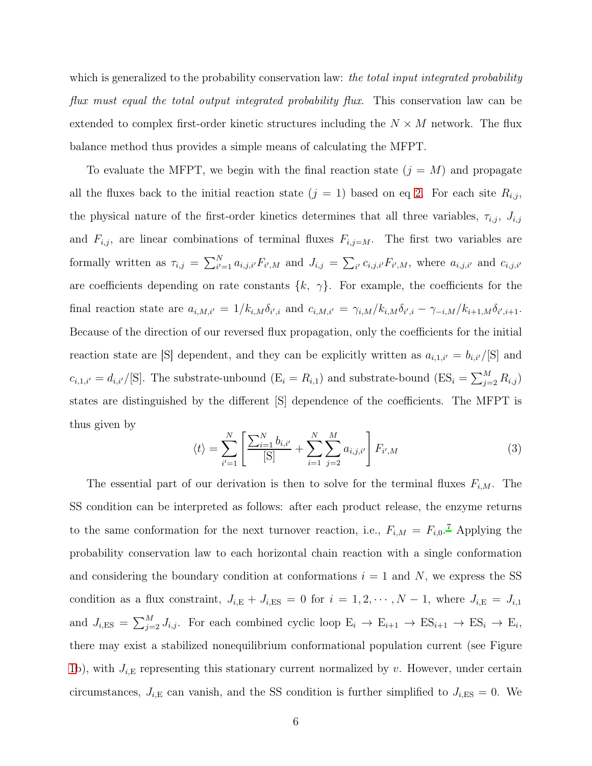which is generalized to the probability conservation law: *the total input integrated probability flux must equal the total output integrated probability flux*. This conservation law can be extended to complex first-order kinetic structures including the $N \times M$ network. The flux balance method thus provides a simple means of calculating the MFPT.

To evaluate the MFPT, we begin with the final reaction state ($j = M$) and propagate all the fluxes back to the initial reaction state ($j = 1$) based on eq 2. For each site $R_{i,j}$, the physical nature of the first-order kinetics determines that all three variables, $\tau_{i,j}$, $J_{i,j}$ and $F_{i,j}$, are linear combinations of terminal fluxes $F_{i,j=M}$. The first two variables are formally written as $\tau_{i,j} = \sum_{i'=1}^{N} a_{i,j,i'} F_{i',M}$ and $J_{i,j} = \sum_{i'} c_{i,j,i'} F_{i',M}$, where $a_{i,j,i'}$ and $c_{i,j,i'}$ are coefficients depending on rate constants $\{k, \gamma\}$. For example, the coefficients for the final reaction state are $a_{i,M,i'} = 1/k_{i,M}\delta_{i',i}$ and $c_{i,M,i'} = \gamma_{i,M}/k_{i,M}\delta_{i',i} - \gamma_{-i,M}/k_{i+1,M}\delta_{i',i+1}$. Because of the direction of our reversed flux propagation, only the coefficients for the initial reaction state are [S] dependent, and they can be explicitly written as $a_{i,1,i'} = b_{i,i'}/[\mathrm{S}]$ and $c_{i,1,i'} = d_{i,i'}/[\mathrm{S}]$. The substrate-unbound ($\mathrm{E}_i = R_{i,1}$) and substrate-bound ($\mathrm{ES}_i = \sum_{j=2}^{M} R_{i,j}$) states are distinguished by the different [S] dependence of the coefficients. The MFPT is thus given by

$$\langle t \rangle = \sum_{i'=1}^{N} \left[ \frac{\sum_{i=1}^{N} b_{i,i'}}{[\mathrm{S}]} + \sum_{i=1}^{N} \sum_{j=2}^{M} a_{i,j,i'} \right] F_{i',M} \tag{3}$$

The essential part of our derivation is then to solve for the terminal fluxes $F_{i,M}$. The SS condition can be interpreted as follows: after each product release, the enzyme returns to the same conformation for the next turnover reaction, i.e., $F_{i,M} = F_{i,0}$.[7] Applying the probability conservation law to each horizontal chain reaction with a single conformation and considering the boundary condition at conformations $i = 1$ and $N$, we express the SS condition as a flux constraint, $J_{i,\mathrm{E}} + J_{i,\mathrm{ES}} = 0$ for $i = 1, 2, \cdots, N-1$, where $J_{i,\mathrm{E}} = J_{i,1}$ and $J_{i,\mathrm{ES}} = \sum_{j=2}^{M} J_{i,j}$. For each combined cyclic loop $\mathrm{E}_i \to \mathrm{E}_{i+1} \to \mathrm{ES}_{i+1} \to \mathrm{ES}_i \to \mathrm{E}_i$, there may exist a stabilized nonequilibrium conformational population current (see Figure 1b), with $J_{i,\mathrm{E}}$ representing this stationary current normalized by $v$. However, under certain circumstances, $J_{i,\mathrm{E}}$ can vanish, and the SS condition is further simplified to $J_{i,\mathrm{ES}} = 0$. We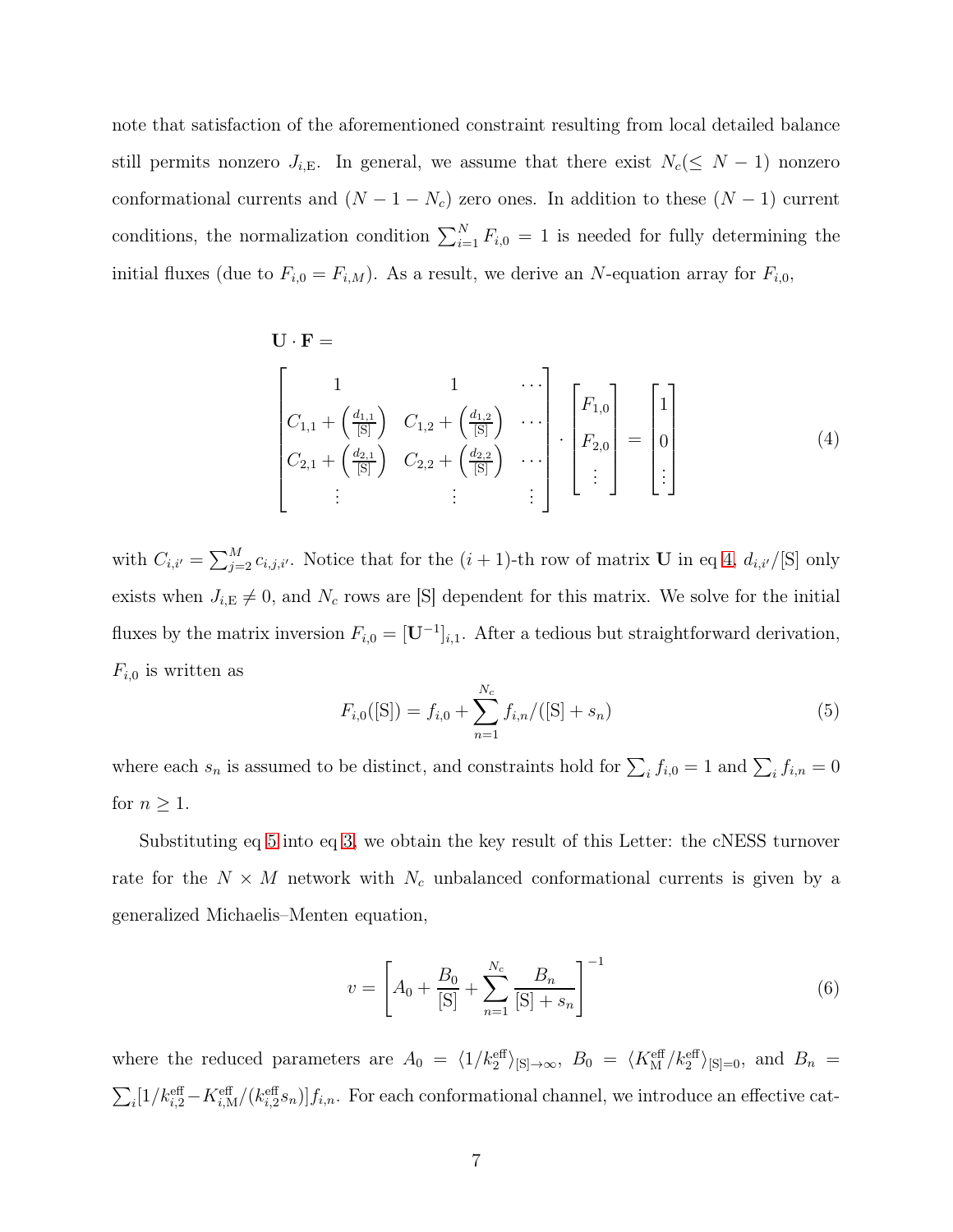note that satisfaction of the aforementioned constraint resulting from local detailed balance still permits nonzero $J_{i,\mathrm{E}}$. In general, we assume that there exist $N_c(\leq N-1)$ nonzero conformational currents and $(N-1-N_c)$ zero ones. In addition to these $(N-1)$ current conditions, the normalization condition $\sum_{i=1}^{N} F_{i,0} = 1$ is needed for fully determining the initial fluxes (due to $F_{i,0} = F_{i,M}$). As a result, we derive an $N$-equation array for $F_{i,0}$,

$$
\mathbf{U}\cdot\mathbf{F} =
\begin{bmatrix}
1 & 1 & \cdots \\
C_{1,1} + \left(\frac{d_{1,1}}{[\mathrm{S}]}\right) & C_{1,2} + \left(\frac{d_{1,2}}{[\mathrm{S}]}\right) & \cdots \\
C_{2,1} + \left(\frac{d_{2,1}}{[\mathrm{S}]}\right) & C_{2,2} + \left(\frac{d_{2,2}}{[\mathrm{S}]}\right) & \cdots \\
\vdots & \vdots & \vdots
\end{bmatrix}
\cdot
\begin{bmatrix}
F_{1,0} \\ F_{2,0} \\ \vdots
\end{bmatrix}
=
\begin{bmatrix}
1 \\ 0 \\ \vdots
\end{bmatrix}
\tag{4}
$$

with $C_{i,i'} = \sum_{j=2}^{M} c_{i,j,i'}$. Notice that for the $(i+1)$-th row of matrix $\mathbf{U}$ in eq 4, $d_{i,i'}/[\mathrm{S}]$ only exists when $J_{i,\mathrm{E}} \neq 0$, and $N_c$ rows are [S] dependent for this matrix. We solve for the initial fluxes by the matrix inversion $F_{i,0} = [\mathbf{U}^{-1}]_{i,1}$. After a tedious but straightforward derivation, $F_{i,0}$ is written as

$$
F_{i,0}([\mathrm{S}]) = f_{i,0} + \sum_{n=1}^{N_c} f_{i,n}/([\mathrm{S}] + s_n)
\tag{5}
$$

where each $s_n$ is assumed to be distinct, and constraints hold for $\sum_i f_{i,0} = 1$ and $\sum_i f_{i,n} = 0$ for $n \geq 1$.

Substituting eq 5 into eq 3, we obtain the key result of this Letter: the cNESS turnover rate for the $N \times M$ network with $N_c$ unbalanced conformational currents is given by a generalized Michaelis–Menten equation,

$$
v = \left[A_0 + \frac{B_0}{[\mathrm{S}]} + \sum_{n=1}^{N_c} \frac{B_n}{[\mathrm{S}] + s_n}\right]^{-1}
\tag{6}
$$

where the reduced parameters are $A_0 = \langle 1/k_2^{\mathrm{eff}} \rangle_{[\mathrm{S}]\to\infty}$, $B_0 = \langle K_{\mathrm{M}}^{\mathrm{eff}}/k_2^{\mathrm{eff}} \rangle_{[\mathrm{S}]=0}$, and $B_n = \sum_i [1/k_{i,2}^{\mathrm{eff}} - K_{i,\mathrm{M}}^{\mathrm{eff}}/(k_{i,2}^{\mathrm{eff}} s_n)] f_{i,n}$. For each conformational channel, we introduce an effective cat-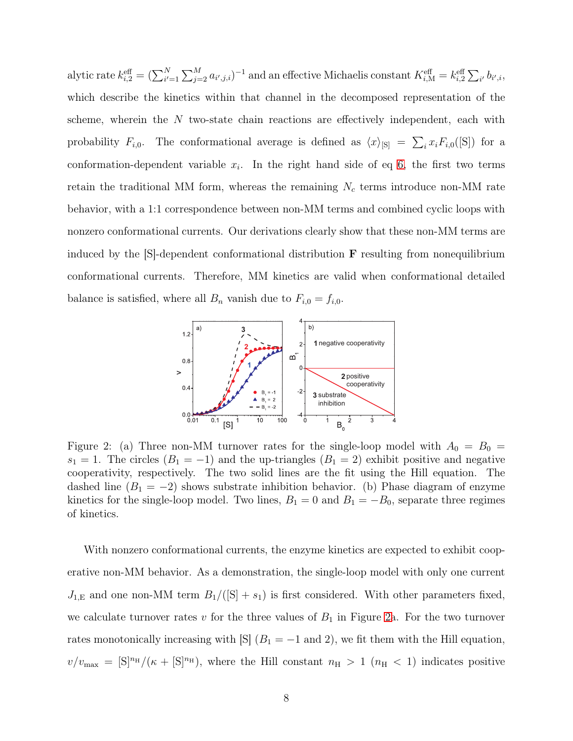alytic rate $k_{i,2}^{\text{eff}} = (\sum_{i'=1}^{N} \sum_{j=2}^{M} a_{i',j,i})^{-1}$ and an effective Michaelis constant $K_{i,\text{M}}^{\text{eff}} = k_{i,2}^{\text{eff}} \sum_{i'} b_{i',i}$, which describe the kinetics within that channel in the decomposed representation of the scheme, wherein the $N$ two-state chain reactions are effectively independent, each with probability $F_{i,0}$. The conformational average is defined as $\langle x \rangle_{[\text{S}]} = \sum_i x_i F_{i,0}([\text{S}])$ for a conformation-dependent variable $x_i$. In the right hand side of eq 6, the first two terms retain the traditional MM form, whereas the remaining $N_c$ terms introduce non-MM rate behavior, with a 1:1 correspondence between non-MM terms and combined cyclic loops with nonzero conformational currents. Our derivations clearly show that these non-MM terms are induced by the [S]-dependent conformational distribution $\mathbf{F}$ resulting from nonequilibrium conformational currents. Therefore, MM kinetics are valid when conformational detailed balance is satisfied, where all $B_n$ vanish due to $F_{i,0} = f_{i,0}$.

Figure 2: (a) Three non-MM turnover rates for the single-loop model with $A_0 = B_0 = s_1 = 1$. The circles ($B_1 = -1$) and the up-triangles ($B_1 = 2$) exhibit positive and negative cooperativity, respectively. The two solid lines are the fit using the Hill equation. The dashed line ($B_1 = -2$) shows substrate inhibition behavior. (b) Phase diagram of enzyme kinetics for the single-loop model. Two lines, $B_1 = 0$ and $B_1 = -B_0$, separate three regimes of kinetics.

With nonzero conformational currents, the enzyme kinetics are expected to exhibit cooperative non-MM behavior. As a demonstration, the single-loop model with only one current $J_{1,\text{E}}$ and one non-MM term $B_1/([\text{S}] + s_1)$ is first considered. With other parameters fixed, we calculate turnover rates $v$ for the three values of $B_1$ in Figure 2a. For the two turnover rates monotonically increasing with [S] ($B_1 = -1$ and 2), we fit them with the Hill equation, $v/v_{\text{max}} = [\text{S}]^{n_\text{H}}/(\kappa + [\text{S}]^{n_\text{H}})$, where the Hill constant $n_\text{H} > 1$ ($n_\text{H} < 1$) indicates positive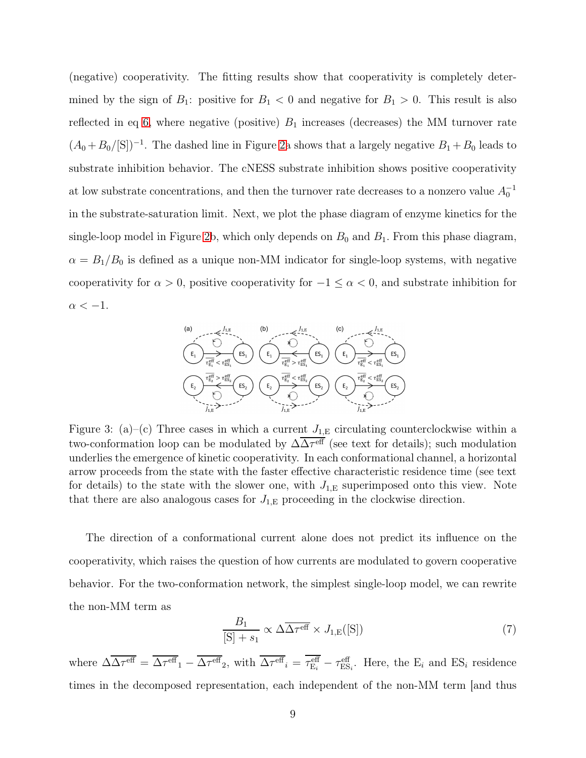(negative) cooperativity. The fitting results show that cooperativity is completely determined by the sign of $B_1$: positive for $B_1 < 0$ and negative for $B_1 > 0$. This result is also reflected in eq 6, where negative (positive) $B_1$ increases (decreases) the MM turnover rate $(A_0 + B_0/[\mathrm{S}])^{-1}$. The dashed line in Figure 2a shows that a largely negative $B_1 + B_0$ leads to substrate inhibition behavior. The cNESS substrate inhibition shows positive cooperativity at low substrate concentrations, and then the turnover rate decreases to a nonzero value $A_0^{-1}$ in the substrate-saturation limit. Next, we plot the phase diagram of enzyme kinetics for the single-loop model in Figure 2b, which only depends on $B_0$ and $B_1$. From this phase diagram, $\alpha = B_1/B_0$ is defined as a unique non-MM indicator for single-loop systems, with negative cooperativity for $\alpha > 0$, positive cooperativity for $-1 \leq \alpha < 0$, and substrate inhibition for $\alpha < -1$.

Figure 3: (a)–(c) Three cases in which a current $J_{1,\mathrm{E}}$ circulating counterclockwise within a two-conformation loop can be modulated by $\Delta\overline{\Delta\tau^{\mathrm{eff}}}$ (see text for details); such modulation underlies the emergence of kinetic cooperativity. In each conformational channel, a horizontal arrow proceeds from the state with the faster effective characteristic residence time (see text for details) to the state with the slower one, with $J_{1,\mathrm{E}}$ superimposed onto this view. Note that there are also analogous cases for $J_{1,\mathrm{E}}$ proceeding in the clockwise direction.

The direction of a conformational current alone does not predict its influence on the cooperativity, which raises the question of how currents are modulated to govern cooperative behavior. For the two-conformation network, the simplest single-loop model, we can rewrite the non-MM term as

$$\frac{B_1}{[\mathrm{S}] + s_1} \propto \Delta\overline{\Delta\tau^{\mathrm{eff}}} \times J_{1,\mathrm{E}}([\mathrm{S}]) \tag{7}$$

where $\Delta\overline{\Delta\tau^{\mathrm{eff}}} = \overline{\Delta\tau^{\mathrm{eff}}}_1 - \overline{\Delta\tau^{\mathrm{eff}}}_2$, with $\overline{\Delta\tau^{\mathrm{eff}}}_i = \overline{\tau^{\mathrm{eff}}_{\mathrm{E}_i}} - \tau^{\mathrm{eff}}_{\mathrm{ES}_i}$. Here, the $\mathrm{E}_i$ and $\mathrm{ES}_i$ residence times in the decomposed representation, each independent of the non-MM term [and thus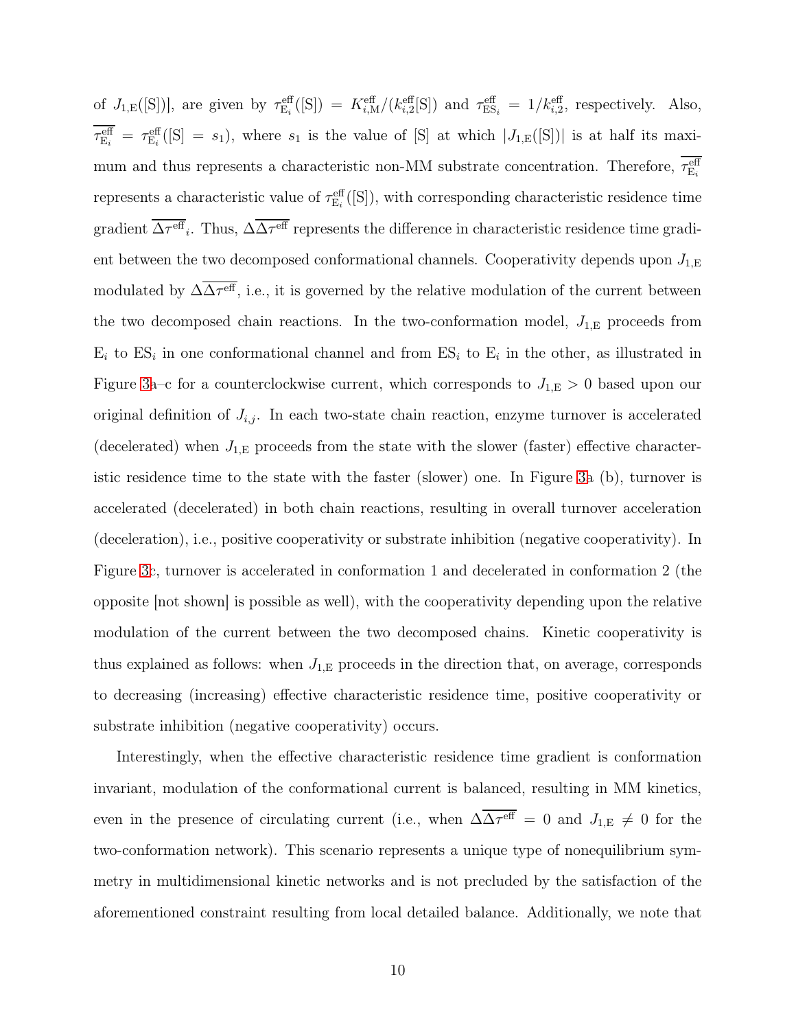of $J_{1,\mathrm{E}}([\mathrm{S}])$], are given by $\tau^{\mathrm{eff}}_{\mathrm{E}_i}([\mathrm{S}]) = K^{\mathrm{eff}}_{i,\mathrm{M}}/(k^{\mathrm{eff}}_{i,2}[\mathrm{S}])$ and $\tau^{\mathrm{eff}}_{\mathrm{ES}_i} = 1/k^{\mathrm{eff}}_{i,2}$, respectively. Also, $\overline{\tau^{\mathrm{eff}}_{\mathrm{E}_i}} = \tau^{\mathrm{eff}}_{\mathrm{E}_i}([\mathrm{S}] = s_1)$, where $s_1$ is the value of [S] at which $|J_{1,\mathrm{E}}([\mathrm{S}])|$ is at half its maximum and thus represents a characteristic non-MM substrate concentration. Therefore, $\overline{\tau^{\mathrm{eff}}_{\mathrm{E}_i}}$ represents a characteristic value of $\tau^{\mathrm{eff}}_{\mathrm{E}_i}([\mathrm{S}])$, with corresponding characteristic residence time gradient $\overline{\Delta\tau^{\mathrm{eff}}}_i$. Thus, $\Delta\overline{\Delta\tau^{\mathrm{eff}}}$ represents the difference in characteristic residence time gradient between the two decomposed conformational channels. Cooperativity depends upon $J_{1,\mathrm{E}}$ modulated by $\Delta\overline{\Delta\tau^{\mathrm{eff}}}$, i.e., it is governed by the relative modulation of the current between the two decomposed chain reactions. In the two-conformation model, $J_{1,\mathrm{E}}$ proceeds from $\mathrm{E}_i$ to $\mathrm{ES}_i$ in one conformational channel and from $\mathrm{ES}_i$ to $\mathrm{E}_i$ in the other, as illustrated in Figure 3a–c for a counterclockwise current, which corresponds to $J_{1,\mathrm{E}} > 0$ based upon our original definition of $J_{i,j}$. In each two-state chain reaction, enzyme turnover is accelerated (decelerated) when $J_{1,\mathrm{E}}$ proceeds from the state with the slower (faster) effective characteristic residence time to the state with the faster (slower) one. In Figure 3a (b), turnover is accelerated (decelerated) in both chain reactions, resulting in overall turnover acceleration (deceleration), i.e., positive cooperativity or substrate inhibition (negative cooperativity). In Figure 3c, turnover is accelerated in conformation 1 and decelerated in conformation 2 (the opposite [not shown] is possible as well), with the cooperativity depending upon the relative modulation of the current between the two decomposed chains. Kinetic cooperativity is thus explained as follows: when $J_{1,\mathrm{E}}$ proceeds in the direction that, on average, corresponds to decreasing (increasing) effective characteristic residence time, positive cooperativity or substrate inhibition (negative cooperativity) occurs.

Interestingly, when the effective characteristic residence time gradient is conformation invariant, modulation of the conformational current is balanced, resulting in MM kinetics, even in the presence of circulating current (i.e., when $\Delta\overline{\Delta\tau^{\mathrm{eff}}} = 0$ and $J_{1,\mathrm{E}} \neq 0$ for the two-conformation network). This scenario represents a unique type of nonequilibrium symmetry in multidimensional kinetic networks and is not precluded by the satisfaction of the aforementioned constraint resulting from local detailed balance. Additionally, we note that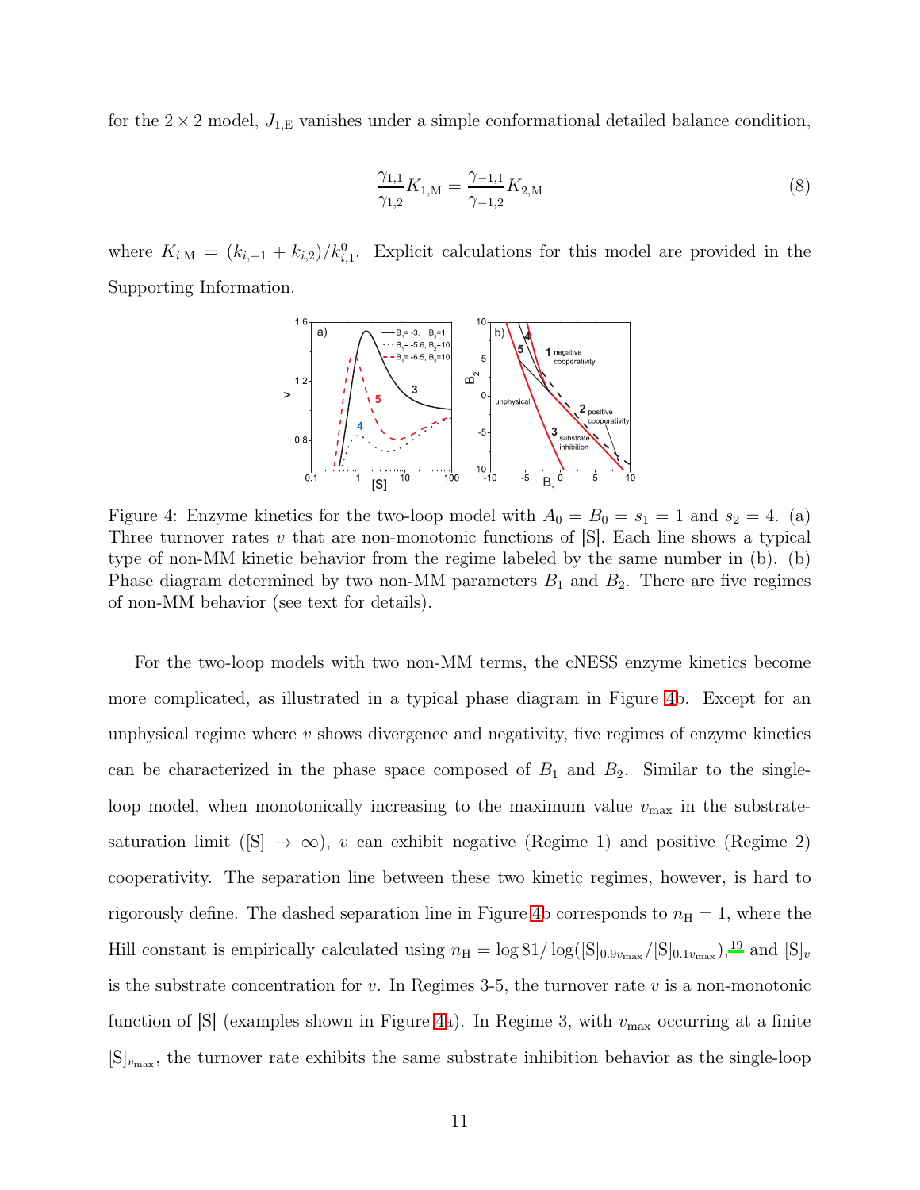for the $2 \times 2$ model, $J_{1,\mathrm{E}}$ vanishes under a simple conformational detailed balance condition,

$$\frac{\gamma_{1,1}}{\gamma_{1,2}} K_{1,\mathrm{M}} = \frac{\gamma_{-1,1}}{\gamma_{-1,2}} K_{2,\mathrm{M}} \tag{8}$$

where $K_{i,\mathrm{M}} = (k_{i,-1} + k_{i,2})/k^0_{i,1}$. Explicit calculations for this model are provided in the Supporting Information.

Figure 4: Enzyme kinetics for the two-loop model with $A_0 = B_0 = s_1 = 1$ and $s_2 = 4$. (a) Three turnover rates $v$ that are non-monotonic functions of [S]. Each line shows a typical type of non-MM kinetic behavior from the regime labeled by the same number in (b). (b) Phase diagram determined by two non-MM parameters $B_1$ and $B_2$. There are five regimes of non-MM behavior (see text for details).

For the two-loop models with two non-MM terms, the cNESS enzyme kinetics become more complicated, as illustrated in a typical phase diagram in Figure 4b. Except for an unphysical regime where $v$ shows divergence and negativity, five regimes of enzyme kinetics can be characterized in the phase space composed of $B_1$ and $B_2$. Similar to the single-loop model, when monotonically increasing to the maximum value $v_{\max}$ in the substrate-saturation limit ($[\mathrm{S}] \to \infty$), $v$ can exhibit negative (Regime 1) and positive (Regime 2) cooperativity. The separation line between these two kinetic regimes, however, is hard to rigorously define. The dashed separation line in Figure 4b corresponds to $n_\mathrm{H} = 1$, where the Hill constant is empirically calculated using $n_\mathrm{H} = \log 81 / \log([\mathrm{S}]_{0.9v_{\max}}/[\mathrm{S}]_{0.1v_{\max}})$,[19] and $[\mathrm{S}]_v$ is the substrate concentration for $v$. In Regimes 3-5, the turnover rate $v$ is a non-monotonic function of [S] (examples shown in Figure 4a). In Regime 3, with $v_{\max}$ occurring at a finite $[\mathrm{S}]_{v_{\max}}$, the turnover rate exhibits the same substrate inhibition behavior as the single-loop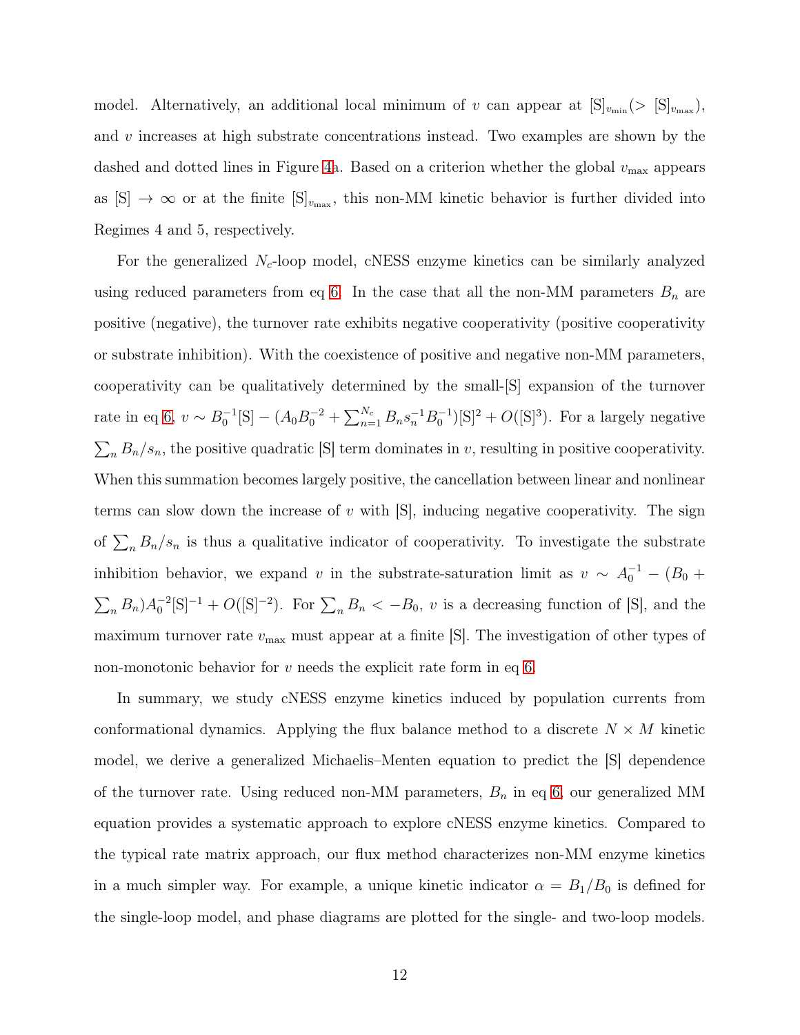model. Alternatively, an additional local minimum of $v$ can appear at $[\mathrm{S}]_{v_{\min}}(> [\mathrm{S}]_{v_{\max}})$, and $v$ increases at high substrate concentrations instead. Two examples are shown by the dashed and dotted lines in Figure 4a. Based on a criterion whether the global $v_{\max}$ appears as $[\mathrm{S}] \to \infty$ or at the finite $[\mathrm{S}]_{v_{\max}}$, this non-MM kinetic behavior is further divided into Regimes 4 and 5, respectively.

For the generalized $N_c$-loop model, cNESS enzyme kinetics can be similarly analyzed using reduced parameters from eq 6. In the case that all the non-MM parameters $B_n$ are positive (negative), the turnover rate exhibits negative cooperativity (positive cooperativity or substrate inhibition). With the coexistence of positive and negative non-MM parameters, cooperativity can be qualitatively determined by the small-[S] expansion of the turnover rate in eq 6, $v \sim B_0^{-1}[\mathrm{S}] - (A_0 B_0^{-2} + \sum_{n=1}^{N_c} B_n s_n^{-1} B_0^{-1})[\mathrm{S}]^2 + O([\mathrm{S}]^3)$. For a largely negative $\sum_n B_n/s_n$, the positive quadratic [S] term dominates in $v$, resulting in positive cooperativity. When this summation becomes largely positive, the cancellation between linear and nonlinear terms can slow down the increase of $v$ with [S], inducing negative cooperativity. The sign of $\sum_n B_n/s_n$ is thus a qualitative indicator of cooperativity. To investigate the substrate inhibition behavior, we expand $v$ in the substrate-saturation limit as $v \sim A_0^{-1} - (B_0 + \sum_n B_n)A_0^{-2}[\mathrm{S}]^{-1} + O([\mathrm{S}]^{-2})$. For $\sum_n B_n < -B_0$, $v$ is a decreasing function of [S], and the maximum turnover rate $v_{\max}$ must appear at a finite [S]. The investigation of other types of non-monotonic behavior for $v$ needs the explicit rate form in eq 6.

In summary, we study cNESS enzyme kinetics induced by population currents from conformational dynamics. Applying the flux balance method to a discrete $N \times M$ kinetic model, we derive a generalized Michaelis–Menten equation to predict the [S] dependence of the turnover rate. Using reduced non-MM parameters, $B_n$ in eq 6, our generalized MM equation provides a systematic approach to explore cNESS enzyme kinetics. Compared to the typical rate matrix approach, our flux method characterizes non-MM enzyme kinetics in a much simpler way. For example, a unique kinetic indicator $\alpha = B_1/B_0$ is defined for the single-loop model, and phase diagrams are plotted for the single- and two-loop models.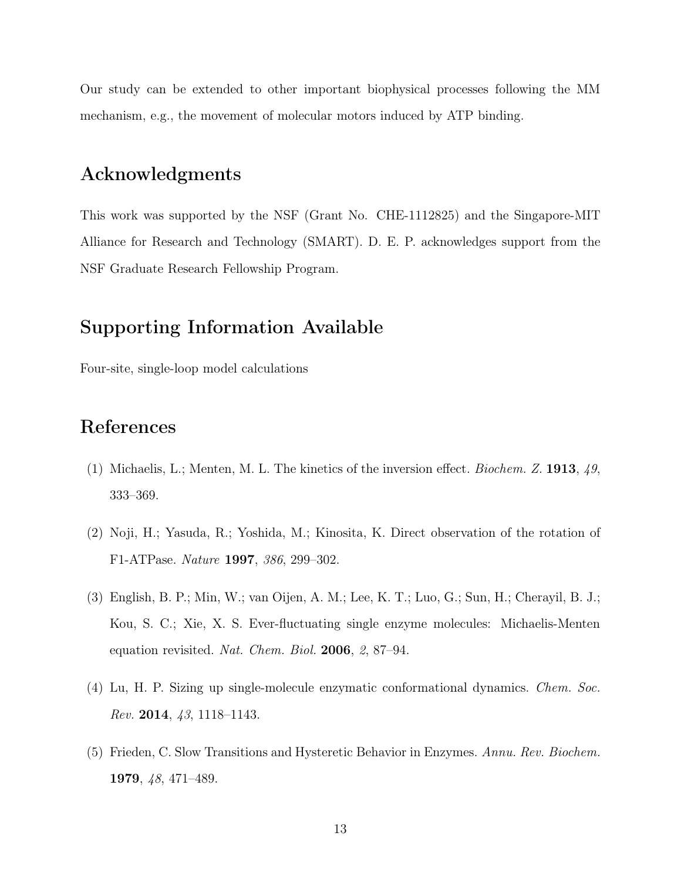Our study can be extended to other important biophysical processes following the MM mechanism, e.g., the movement of molecular motors induced by ATP binding.

## Acknowledgments

This work was supported by the NSF (Grant No. CHE-1112825) and the Singapore-MIT Alliance for Research and Technology (SMART). D. E. P. acknowledges support from the NSF Graduate Research Fellowship Program.

## Supporting Information Available

Four-site, single-loop model calculations

## References

(1) Michaelis, L.; Menten, M. L. The kinetics of the inversion effect. *Biochem. Z.* **1913**, *49*, 333–369.

(2) Noji, H.; Yasuda, R.; Yoshida, M.; Kinosita, K. Direct observation of the rotation of F1-ATPase. *Nature* **1997**, *386*, 299–302.

(3) English, B. P.; Min, W.; van Oijen, A. M.; Lee, K. T.; Luo, G.; Sun, H.; Cherayil, B. J.; Kou, S. C.; Xie, X. S. Ever-fluctuating single enzyme molecules: Michaelis-Menten equation revisited. *Nat. Chem. Biol.* **2006**, *2*, 87–94.

(4) Lu, H. P. Sizing up single-molecule enzymatic conformational dynamics. *Chem. Soc. Rev.* **2014**, *43*, 1118–1143.

(5) Frieden, C. Slow Transitions and Hysteretic Behavior in Enzymes. *Annu. Rev. Biochem.* **1979**, *48*, 471–489.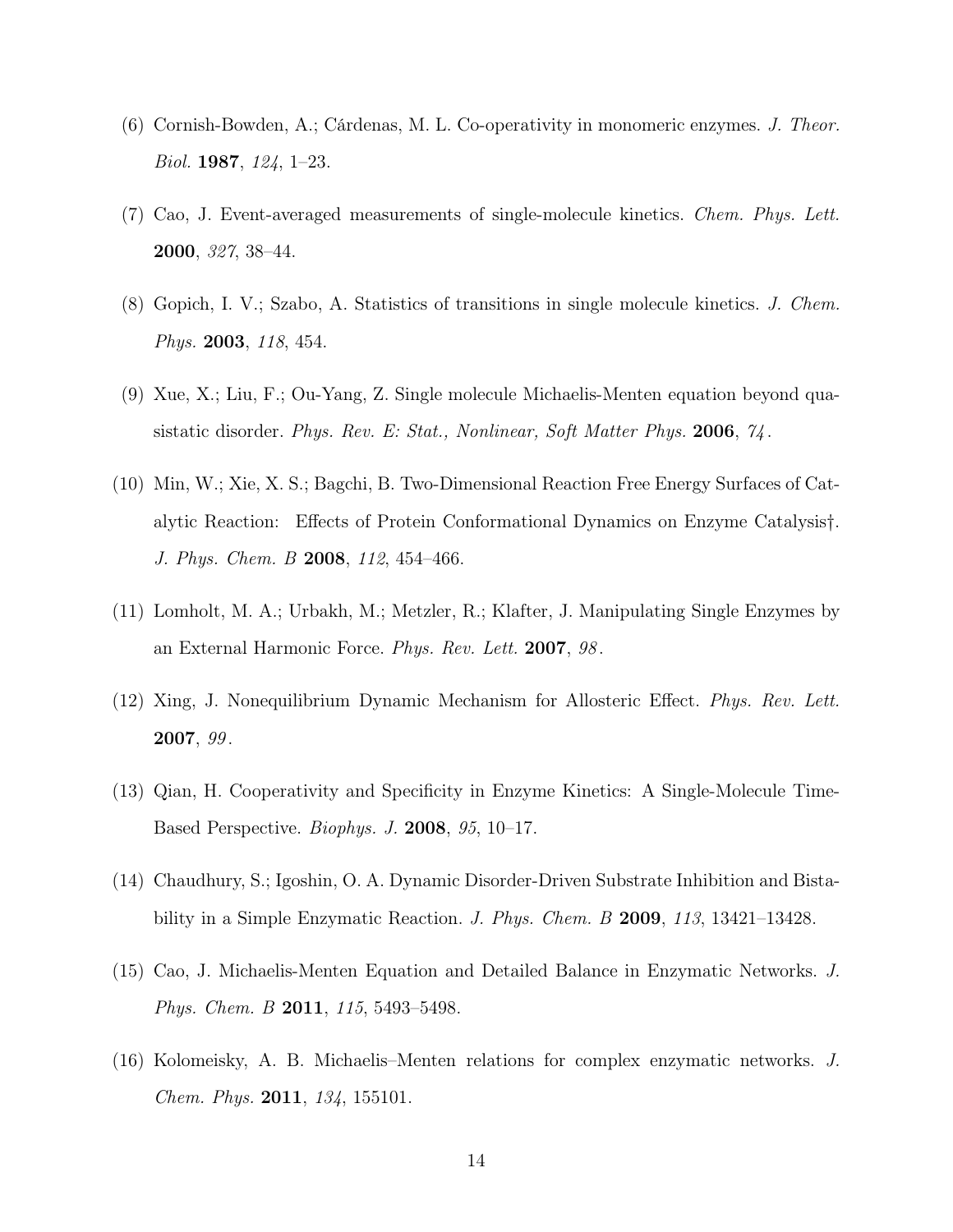(6) Cornish-Bowden, A.; Cárdenas, M. L. Co-operativity in monomeric enzymes. *J. Theor. Biol.* **1987**, *124*, 1–23.

(7) Cao, J. Event-averaged measurements of single-molecule kinetics. *Chem. Phys. Lett.* **2000**, *327*, 38–44.

(8) Gopich, I. V.; Szabo, A. Statistics of transitions in single molecule kinetics. *J. Chem. Phys.* **2003**, *118*, 454.

(9) Xue, X.; Liu, F.; Ou-Yang, Z. Single molecule Michaelis-Menten equation beyond quasistatic disorder. *Phys. Rev. E: Stat., Nonlinear, Soft Matter Phys.* **2006**, *74*.

(10) Min, W.; Xie, X. S.; Bagchi, B. Two-Dimensional Reaction Free Energy Surfaces of Catalytic Reaction: Effects of Protein Conformational Dynamics on Enzyme Catalysis†. *J. Phys. Chem. B* **2008**, *112*, 454–466.

(11) Lomholt, M. A.; Urbakh, M.; Metzler, R.; Klafter, J. Manipulating Single Enzymes by an External Harmonic Force. *Phys. Rev. Lett.* **2007**, *98*.

(12) Xing, J. Nonequilibrium Dynamic Mechanism for Allosteric Effect. *Phys. Rev. Lett.* **2007**, *99*.

(13) Qian, H. Cooperativity and Specificity in Enzyme Kinetics: A Single-Molecule Time-Based Perspective. *Biophys. J.* **2008**, *95*, 10–17.

(14) Chaudhury, S.; Igoshin, O. A. Dynamic Disorder-Driven Substrate Inhibition and Bistability in a Simple Enzymatic Reaction. *J. Phys. Chem. B* **2009**, *113*, 13421–13428.

(15) Cao, J. Michaelis-Menten Equation and Detailed Balance in Enzymatic Networks. *J. Phys. Chem. B* **2011**, *115*, 5493–5498.

(16) Kolomeisky, A. B. Michaelis–Menten relations for complex enzymatic networks. *J. Chem. Phys.* **2011**, *134*, 155101.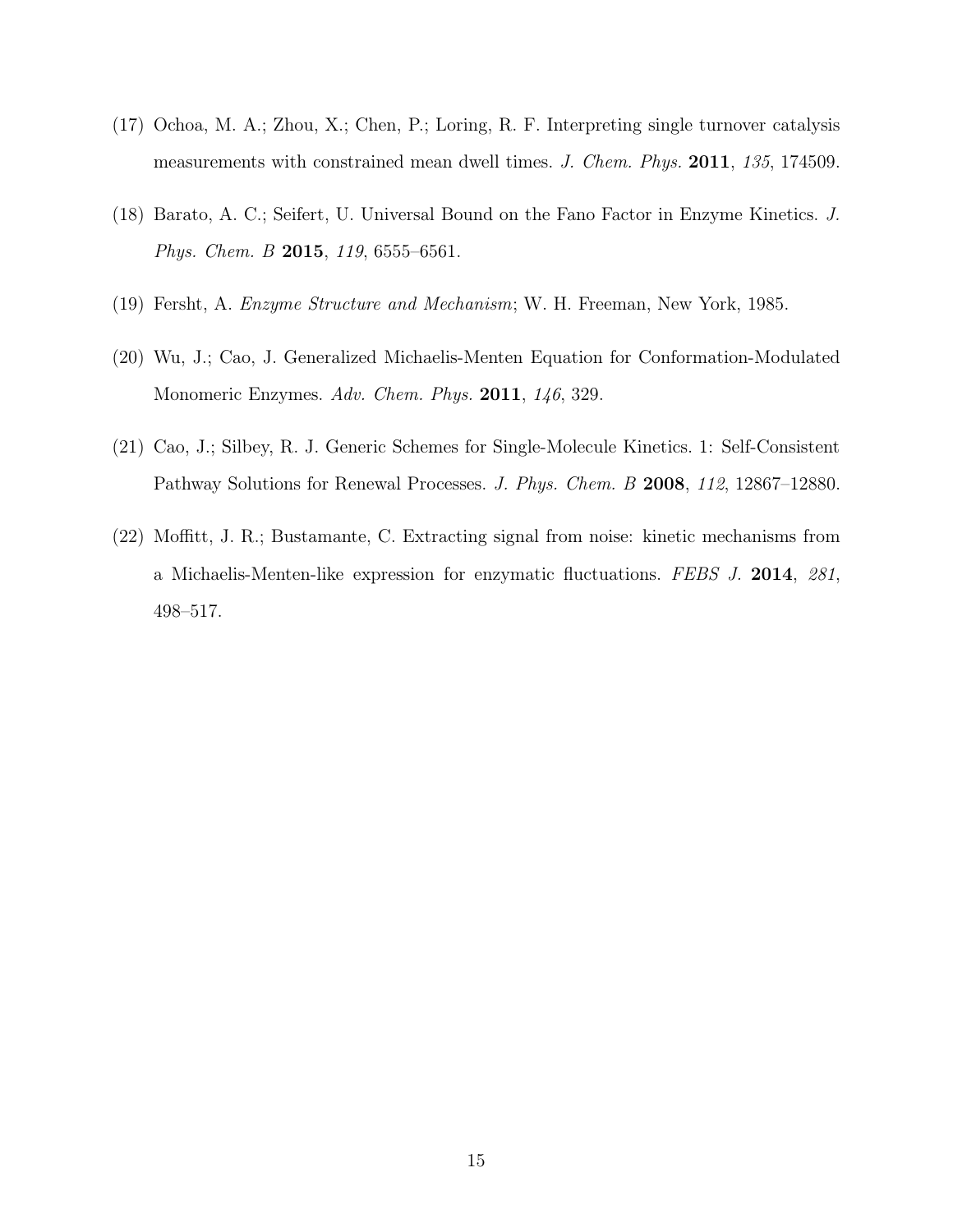(17) Ochoa, M. A.; Zhou, X.; Chen, P.; Loring, R. F. Interpreting single turnover catalysis measurements with constrained mean dwell times. *J. Chem. Phys.* **2011**, *135*, 174509.

(18) Barato, A. C.; Seifert, U. Universal Bound on the Fano Factor in Enzyme Kinetics. *J. Phys. Chem. B* **2015**, *119*, 6555–6561.

(19) Fersht, A. *Enzyme Structure and Mechanism*; W. H. Freeman, New York, 1985.

(20) Wu, J.; Cao, J. Generalized Michaelis-Menten Equation for Conformation-Modulated Monomeric Enzymes. *Adv. Chem. Phys.* **2011**, *146*, 329.

(21) Cao, J.; Silbey, R. J. Generic Schemes for Single-Molecule Kinetics. 1: Self-Consistent Pathway Solutions for Renewal Processes. *J. Phys. Chem. B* **2008**, *112*, 12867–12880.

(22) Moffitt, J. R.; Bustamante, C. Extracting signal from noise: kinetic mechanisms from a Michaelis-Menten-like expression for enzymatic fluctuations. *FEBS J.* **2014**, *281*, 498–517.